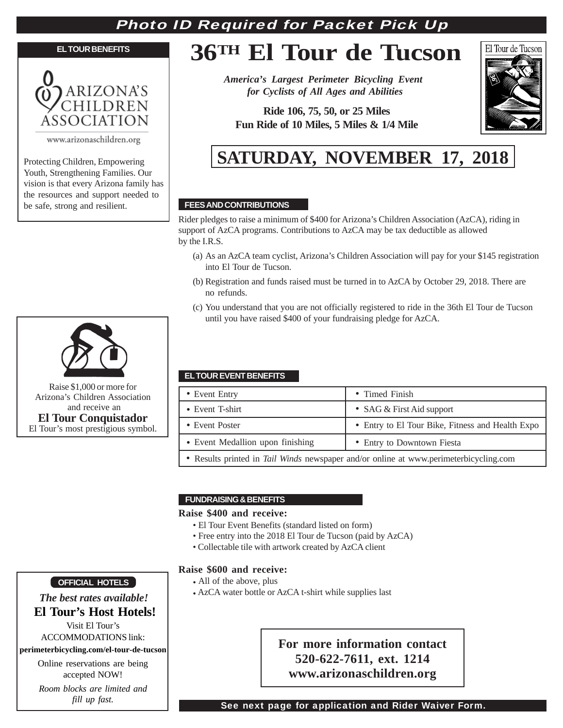**Photo ID Required for Packet Pick Up**

# 36TH El Tour de Tucson

***America's Largest Perimeter Bicycling Event for Cyclists of All Ages and Abilities***

**Ride 106, 75, 50, or 25 Miles**
**Fun Ride of 10 Miles, 5 Miles & 1/4 Mile**

El Tour de Tucson

## SATURDAY, NOVEMBER 17, 2018

### EL TOUR BENEFITS

ARIZONA'S CHILDREN ASSOCIATION

www.arizonaschildren.org

Protecting Children, Empowering Youth, Strengthening Families. Our vision is that every Arizona family has the resources and support needed to be safe, strong and resilient.

### FEES AND CONTRIBUTIONS

Rider pledges to raise a minimum of $400 for Arizona's Children Association (AzCA), riding in support of AzCA programs. Contributions to AzCA may be tax deductible as allowed by the I.R.S.

(a) As an AzCA team cyclist, Arizona's Children Association will pay for your $145 registration into El Tour de Tucson.

(b) Registration and funds raised must be turned in to AzCA by October 29, 2018. There are no refunds.

(c) You understand that you are not officially registered to ride in the 36th El Tour de Tucson until you have raised $400 of your fundraising pledge for AzCA.

Raise $1,000 or more for Arizona's Children Association and receive an
**El Tour Conquistador**
El Tour's most prestigious symbol.

### EL TOUR EVENT BENEFITS

| | |
|---|---|
| • Event Entry | • Timed Finish |
| • Event T-shirt | • SAG & First Aid support |
| • Event Poster | • Entry to El Tour Bike, Fitness and Health Expo |
| • Event Medallion upon finishing | • Entry to Downtown Fiesta |
| • Results printed in *Tail Winds* newspaper and/or online at www.perimeterbicycling.com | |

### FUNDRAISING & BENEFITS

**Raise $400 and receive:**

- El Tour Event Benefits (standard listed on form)
- Free entry into the 2018 El Tour de Tucson (paid by AzCA)
- Collectable tile with artwork created by AzCA client

**Raise $600 and receive:**

- All of the above, plus
- AzCA water bottle or AzCA t-shirt while supplies last

### OFFICIAL HOTELS

***The best rates available!***
**El Tour's Host Hotels!**

Visit El Tour's ACCOMMODATIONS link:
**perimeterbicycling.com/el-tour-de-tucson**

Online reservations are being accepted NOW!

*Room blocks are limited and fill up fast.*

**For more information contact**
**520-622-7611, ext. 1214**
**www.arizonaschildren.org**

**See next page for application and Rider Waiver Form.**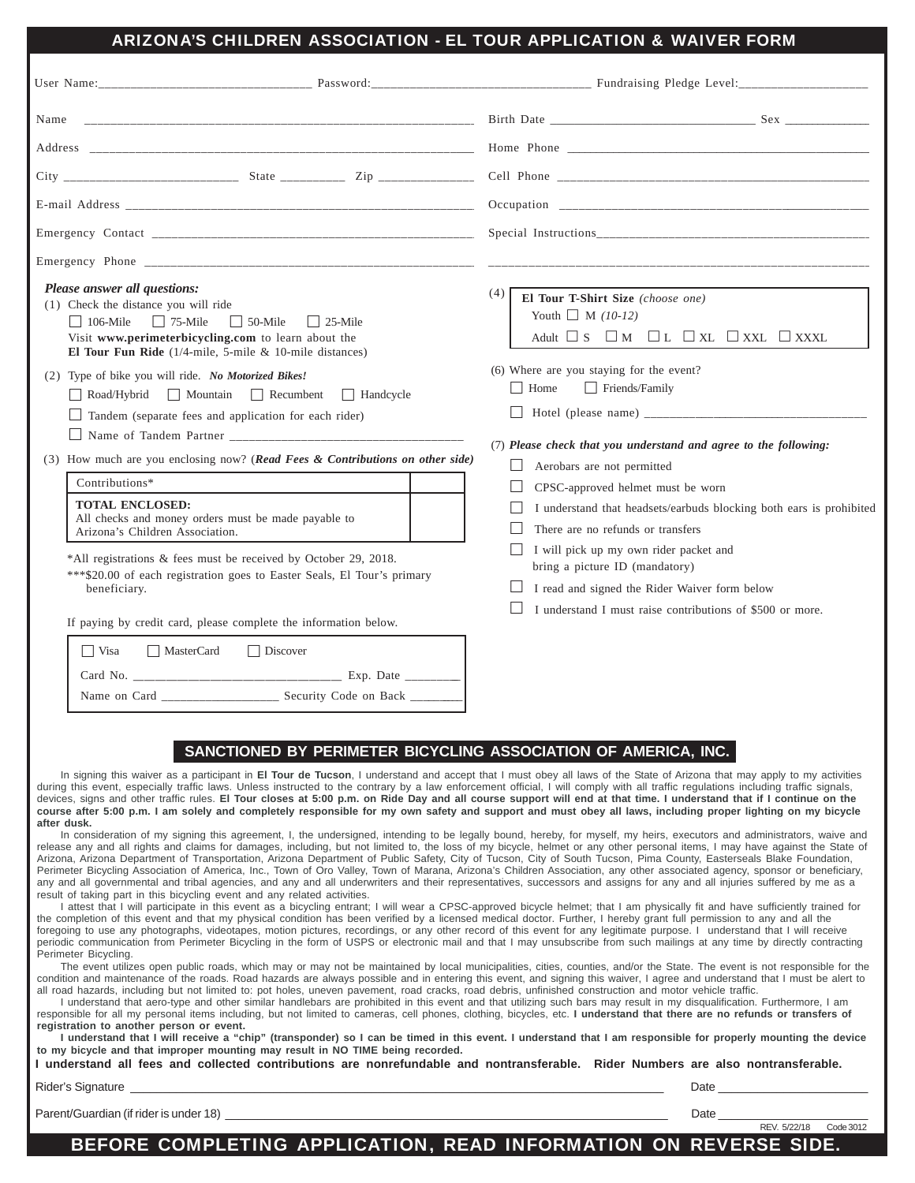# ARIZONA'S CHILDREN ASSOCIATION - EL TOUR APPLICATION & WAIVER FORM

User Name:\_\_\_\_\_\_\_\_\_\_\_\_\_\_\_\_\_\_\_\_ Password:\_\_\_\_\_\_\_\_\_\_\_\_\_\_\_\_\_\_\_\_ Fundraising Pledge Level:\_\_\_\_\_\_\_\_\_\_\_\_

Name \_\_\_\_\_\_\_\_\_\_\_\_\_\_\_\_\_\_\_\_\_\_\_\_\_\_\_\_\_\_\_\_\_\_\_\_\_\_\_\_

Birth Date \_\_\_\_\_\_\_\_\_\_\_\_\_\_\_\_\_\_\_\_ Sex \_\_\_\_\_\_\_\_

Address \_\_\_\_\_\_\_\_\_\_\_\_\_\_\_\_\_\_\_\_\_\_\_\_\_\_\_\_\_\_\_\_\_\_\_\_\_\_\_\_

Home Phone \_\_\_\_\_\_\_\_\_\_\_\_\_\_\_\_\_\_\_\_\_\_\_\_\_\_\_\_\_\_

City \_\_\_\_\_\_\_\_\_\_\_\_\_\_\_\_\_\_ State \_\_\_\_\_\_\_ Zip \_\_\_\_\_\_\_\_\_\_

Cell Phone \_\_\_\_\_\_\_\_\_\_\_\_\_\_\_\_\_\_\_\_\_\_\_\_\_\_\_\_\_\_

E-mail Address \_\_\_\_\_\_\_\_\_\_\_\_\_\_\_\_\_\_\_\_\_\_\_\_\_\_\_\_\_\_\_\_\_\_\_\_

Occupation \_\_\_\_\_\_\_\_\_\_\_\_\_\_\_\_\_\_\_\_\_\_\_\_\_\_\_\_\_\_

Emergency Contact \_\_\_\_\_\_\_\_\_\_\_\_\_\_\_\_\_\_\_\_\_\_\_\_\_\_\_\_\_\_\_\_\_\_

Special Instructions\_\_\_\_\_\_\_\_\_\_\_\_\_\_\_\_\_\_\_\_\_\_\_\_\_\_\_\_\_\_

Emergency Phone \_\_\_\_\_\_\_\_\_\_\_\_\_\_\_\_\_\_\_\_\_\_\_\_\_\_\_\_\_\_\_\_\_\_\_\_

***Please answer all questions:***

(1) Check the distance you will ride

☐ 106-Mile ☐ 75-Mile ☐ 50-Mile ☐ 25-Mile

Visit **www.perimeterbicycling.com** to learn about the **El Tour Fun Ride** (1/4-mile, 5-mile & 10-mile distances)

(2) Type of bike you will ride. ***No Motorized Bikes!***

☐ Road/Hybrid ☐ Mountain ☐ Recumbent ☐ Handcycle

☐ Tandem (separate fees and application for each rider)

☐ Name of Tandem Partner \_\_\_\_\_\_\_\_\_\_\_\_\_\_\_\_\_\_\_\_\_\_\_\_\_\_\_\_

(3) How much are you enclosing now? (***Read Fees & Contributions on other side***)

| | |
|---|---|
| Contributions* | |
| **TOTAL ENCLOSED:** All checks and money orders must be made payable to Arizona's Children Association. | |

*All registrations & fees must be received by October 29, 2018.

***$20.00 of each registration goes to Easter Seals, El Tour's primary beneficiary.

If paying by credit card, please complete the information below.

☐ Visa ☐ MasterCard ☐ Discover

Card No. \_\_\_\_\_\_\_\_\_\_\_\_\_\_\_\_\_\_\_\_\_\_\_\_ Exp. Date \_\_\_\_\_\_\_

Name on Card \_\_\_\_\_\_\_\_\_\_\_\_\_\_ Security Code on Back \_\_\_\_\_\_\_

(4) **El Tour T-Shirt Size** *(choose one)*

Youth ☐ M *(10-12)*

Adult ☐ S ☐ M ☐ L ☐ XL ☐ XXL ☐ XXXL

(6) Where are you staying for the event?

☐ Home ☐ Friends/Family

☐ Hotel (please name) \_\_\_\_\_\_\_\_\_\_\_\_\_\_\_\_\_\_\_\_\_\_\_\_\_\_\_\_

(7) ***Please check that you understand and agree to the following:***

☐ Aerobars are not permitted

☐ CPSC-approved helmet must be worn

☐ I understand that headsets/earbuds blocking both ears is prohibited

☐ There are no refunds or transfers

☐ I will pick up my own rider packet and bring a picture ID (mandatory)

☐ I read and signed the Rider Waiver form below

☐ I understand I must raise contributions of $500 or more.

## SANCTIONED BY PERIMETER BICYCLING ASSOCIATION OF AMERICA, INC.

In signing this waiver as a participant in **El Tour de Tucson**, I understand and accept that I must obey all laws of the State of Arizona that may apply to my activities during this event, especially traffic laws. Unless instructed to the contrary by a law enforcement official, I will comply with all traffic regulations including traffic signals, devices, signs and other traffic rules. **El Tour closes at 5:00 p.m. on Ride Day and all course support will end at that time. I understand that if I continue on the course after 5:00 p.m. I am solely and completely responsible for my own safety and support and must obey all laws, including proper lighting on my bicycle after dusk.**

In consideration of my signing this agreement, I, the undersigned, intending to be legally bound, hereby, for myself, my heirs, executors and administrators, waive and release any and all rights and claims for damages, including, but not limited to, the loss of my bicycle, helmet or any other personal items, I may have against the State of Arizona, Arizona Department of Transportation, Arizona Department of Public Safety, City of Tucson, City of South Tucson, Pima County, Easterseals Blake Foundation, Perimeter Bicycling Association of America, Inc., Town of Oro Valley, Town of Marana, Arizona's Children Association, any other associated agency, sponsor or beneficiary, any and all governmental and tribal agencies, and any and all underwriters and their representatives, successors and assigns for any and all injuries suffered by me as a result of taking part in this bicycling event and any related activities.

I attest that I will participate in this event as a bicycling entrant; I will wear a CPSC-approved bicycle helmet; that I am physically fit and have sufficiently trained for the completion of this event and that my physical condition has been verified by a licensed medical doctor. Further, I hereby grant full permission to any and all the foregoing to use any photographs, videotapes, motion pictures, recordings, or any other record of this event for any legitimate purpose. I understand that I will receive periodic communication from Perimeter Bicycling in the form of USPS or electronic mail and that I may unsubscribe from such mailings at any time by directly contracting Perimeter Bicycling.

The event utilizes open public roads, which may or may not be maintained by local municipalities, cities, counties, and/or the State. The event is not responsible for the condition and maintenance of the roads. Road hazards are always possible and in entering this event, and signing this waiver, I agree and understand that I must be alert to all road hazards, including but not limited to: pot holes, uneven pavement, road cracks, road debris, unfinished construction and motor vehicle traffic.

I understand that aero-type and other similar handlebars are prohibited in this event and that utilizing such bars may result in my disqualification. Furthermore, I am responsible for all my personal items including, but not limited to cameras, cell phones, clothing, bicycles, etc. **I understand that there are no refunds or transfers of registration to another person or event.**

**I understand that I will receive a "chip" (transponder) so I can be timed in this event. I understand that I am responsible for properly mounting the device to my bicycle and that improper mounting may result in NO TIME being recorded.**

**I understand all fees and collected contributions are nonrefundable and nontransferable. Rider Numbers are also nontransferable.**

Rider's Signature \_\_\_\_\_\_\_\_\_\_\_\_\_\_\_\_\_\_\_\_\_\_\_\_\_\_\_\_\_\_\_\_\_\_\_\_\_\_\_\_ Date \_\_\_\_\_\_\_\_\_\_\_\_

Parent/Guardian (if rider is under 18) \_\_\_\_\_\_\_\_\_\_\_\_\_\_\_\_\_\_\_\_\_\_\_\_\_\_\_\_\_\_ Date \_\_\_\_\_\_\_\_\_\_\_\_

REV. 5/22/18 Code 3012

**BEFORE COMPLETING APPLICATION, READ INFORMATION ON REVERSE SIDE.**